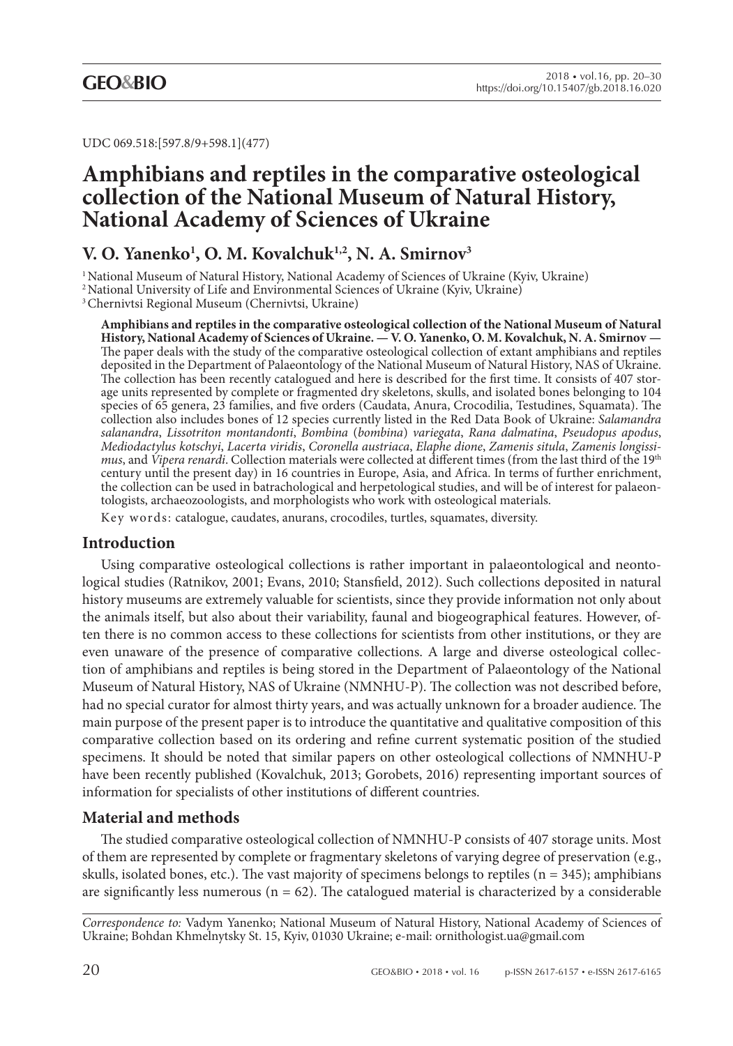UDC 069.518:[597.8/9+598.1](477)

# Amphibians and reptiles in the comparative osteological collection of the National Museum of Natural History, National Academy of Sciences of Ukraine

## V. O. Yanenko[1], O. M. Kovalchuk[1,2], N. A. Smirnov[3]

[1] National Museum of Natural History, National Academy of Sciences of Ukraine (Kyiv, Ukraine)
[2] National University of Life and Environmental Sciences of Ukraine (Kyiv, Ukraine)
[3] Chernivtsi Regional Museum (Chernivtsi, Ukraine)

**Amphibians and reptiles in the comparative osteological collection of the National Museum of Natural History, National Academy of Sciences of Ukraine. — V. O. Yanenko, O. M. Kovalchuk, N. A. Smirnov —** The paper deals with the study of the comparative osteological collection of extant amphibians and reptiles deposited in the Department of Palaeontology of the National Museum of Natural History, NAS of Ukraine. The collection has been recently catalogued and here is described for the first time. It consists of 407 storage units represented by complete or fragmented dry skeletons, skulls, and isolated bones belonging to 104 species of 65 genera, 23 families, and five orders (Caudata, Anura, Crocodilia, Testudines, Squamata). The collection also includes bones of 12 species currently listed in the Red Data Book of Ukraine: *Salamandra salanandra*, *Lissotriton montandonti*, *Bombina* (*bombina*) *variegata*, *Rana dalmatina*, *Pseudopus apodus*, *Mediodactylus kotschyi*, *Lacerta viridis*, *Coronella austriaca*, *Elaphe dione*, *Zamenis situla*, *Zamenis longissimus*, and *Vipera renardi*. Collection materials were collected at different times (from the last third of the 19th century until the present day) in 16 countries in Europe, Asia, and Africa. In terms of further enrichment, the collection can be used in batrachological and herpetological studies, and will be of interest for palaeontologists, archaeozoologists, and morphologists who work with osteological materials.

Key words: catalogue, caudates, anurans, crocodiles, turtles, squamates, diversity.

## Introduction

Using comparative osteological collections is rather important in palaeontological and neontological studies (Ratnikov, 2001; Evans, 2010; Stansfield, 2012). Such collections deposited in natural history museums are extremely valuable for scientists, since they provide information not only about the animals itself, but also about their variability, faunal and biogeographical features. However, often there is no common access to these collections for scientists from other institutions, or they are even unaware of the presence of comparative collections. A large and diverse osteological collection of amphibians and reptiles is being stored in the Department of Palaeontology of the National Museum of Natural History, NAS of Ukraine (NMNHU-P). The collection was not described before, had no special curator for almost thirty years, and was actually unknown for a broader audience. The main purpose of the present paper is to introduce the quantitative and qualitative composition of this comparative collection based on its ordering and refine current systematic position of the studied specimens. It should be noted that similar papers on other osteological collections of NMNHU-P have been recently published (Kovalchuk, 2013; Gorobets, 2016) representing important sources of information for specialists of other institutions of different countries.

## Material and methods

The studied comparative osteological collection of NMNHU-P consists of 407 storage units. Most of them are represented by complete or fragmentary skeletons of varying degree of preservation (e.g., skulls, isolated bones, etc.). The vast majority of specimens belongs to reptiles (n = 345); amphibians are significantly less numerous (n = 62). The catalogued material is characterized by a considerable

*Correspondence to:* Vadym Yanenko; National Museum of Natural History, National Academy of Sciences of Ukraine; Bohdan Khmelnytsky St. 15, Kyiv, 01030 Ukraine; e-mail: ornithologist.ua@gmail.com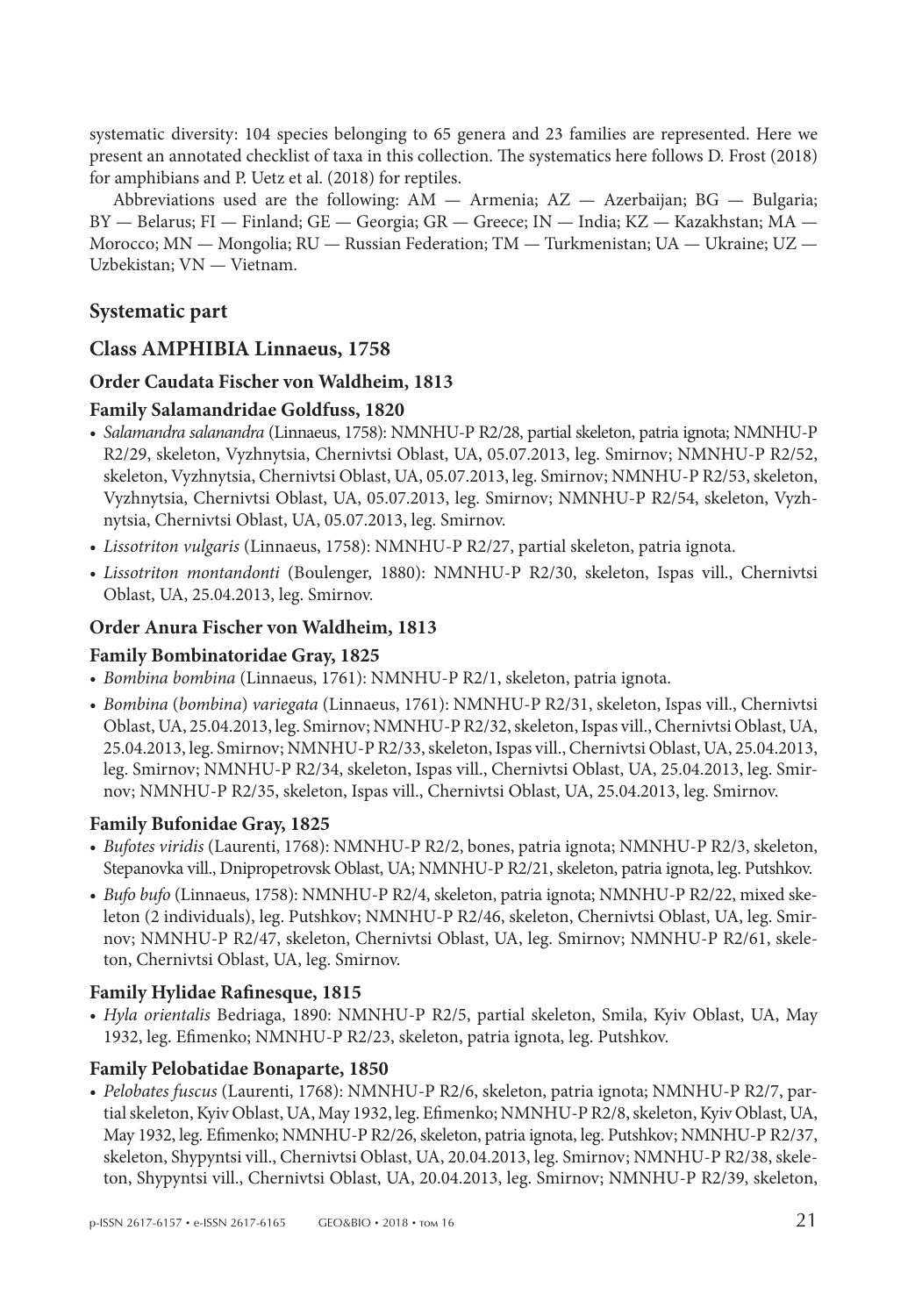systematic diversity: 104 species belonging to 65 genera and 23 families are represented. Here we present an annotated checklist of taxa in this collection. The systematics here follows D. Frost (2018) for amphibians and P. Uetz et al. (2018) for reptiles.

Abbreviations used are the following: AM — Armenia; AZ — Azerbaijan; BG — Bulgaria; BY — Belarus; FI — Finland; GE — Georgia; GR — Greece; IN — India; KZ — Kazakhstan; MA — Morocco; MN — Mongolia; RU — Russian Federation; TM — Turkmenistan; UA — Ukraine; UZ — Uzbekistan; VN — Vietnam.

## Systematic part

## Class AMPHIBIA Linnaeus, 1758

### Order Caudata Fischer von Waldheim, 1813

#### Family Salamandridae Goldfuss, 1820

- *Salamandra salanandra* (Linnaeus, 1758): NMNHU-P R2/28, partial skeleton, patria ignota; NMNHU-P R2/29, skeleton, Vyzhnytsia, Chernivtsi Oblast, UA, 05.07.2013, leg. Smirnov; NMNHU-P R2/52, skeleton, Vyzhnytsia, Chernivtsi Oblast, UA, 05.07.2013, leg. Smirnov; NMNHU-P R2/53, skeleton, Vyzhnytsia, Chernivtsi Oblast, UA, 05.07.2013, leg. Smirnov; NMNHU-P R2/54, skeleton, Vyzhnytsia, Chernivtsi Oblast, UA, 05.07.2013, leg. Smirnov.
- *Lissotriton vulgaris* (Linnaeus, 1758): NMNHU-P R2/27, partial skeleton, patria ignota.
- *Lissotriton montandonti* (Boulenger, 1880): NMNHU-P R2/30, skeleton, Ispas vill., Chernivtsi Oblast, UA, 25.04.2013, leg. Smirnov.

### Order Anura Fischer von Waldheim, 1813

#### Family Bombinatoridae Gray, 1825

- *Bombina bombina* (Linnaeus, 1761): NMNHU-P R2/1, skeleton, patria ignota.
- *Bombina* (*bombina*) *variegata* (Linnaeus, 1761): NMNHU-P R2/31, skeleton, Ispas vill., Chernivtsi Oblast, UA, 25.04.2013, leg. Smirnov; NMNHU-P R2/32, skeleton, Ispas vill., Chernivtsi Oblast, UA, 25.04.2013, leg. Smirnov; NMNHU-P R2/33, skeleton, Ispas vill., Chernivtsi Oblast, UA, 25.04.2013, leg. Smirnov; NMNHU-P R2/34, skeleton, Ispas vill., Chernivtsi Oblast, UA, 25.04.2013, leg. Smirnov; NMNHU-P R2/35, skeleton, Ispas vill., Chernivtsi Oblast, UA, 25.04.2013, leg. Smirnov.

#### Family Bufonidae Gray, 1825

- *Bufotes viridis* (Laurenti, 1768): NMNHU-P R2/2, bones, patria ignota; NMNHU-P R2/3, skeleton, Stepanovka vill., Dnipropetrovsk Oblast, UA; NMNHU-P R2/21, skeleton, patria ignota, leg. Putshkov.
- *Bufo bufo* (Linnaeus, 1758): NMNHU-P R2/4, skeleton, patria ignota; NMNHU-P R2/22, mixed skeleton (2 individuals), leg. Putshkov; NMNHU-P R2/46, skeleton, Chernivtsi Oblast, UA, leg. Smirnov; NMNHU-P R2/47, skeleton, Chernivtsi Oblast, UA, leg. Smirnov; NMNHU-P R2/61, skeleton, Chernivtsi Oblast, UA, leg. Smirnov.

#### Family Hylidae Rafinesque, 1815

- *Hyla orientalis* Bedriaga, 1890: NMNHU-P R2/5, partial skeleton, Smila, Kyiv Oblast, UA, May 1932, leg. Efimenko; NMNHU-P R2/23, skeleton, patria ignota, leg. Putshkov.

#### Family Pelobatidae Bonaparte, 1850

- *Pelobates fuscus* (Laurenti, 1768): NMNHU-P R2/6, skeleton, patria ignota; NMNHU-P R2/7, partial skeleton, Kyiv Oblast, UA, May 1932, leg. Efimenko; NMNHU-P R2/8, skeleton, Kyiv Oblast, UA, May 1932, leg. Efimenko; NMNHU-P R2/26, skeleton, patria ignota, leg. Putshkov; NMNHU-P R2/37, skeleton, Shypyntsi vill., Chernivtsi Oblast, UA, 20.04.2013, leg. Smirnov; NMNHU-P R2/38, skeleton, Shypyntsi vill., Chernivtsi Oblast, UA, 20.04.2013, leg. Smirnov; NMNHU-P R2/39, skeleton,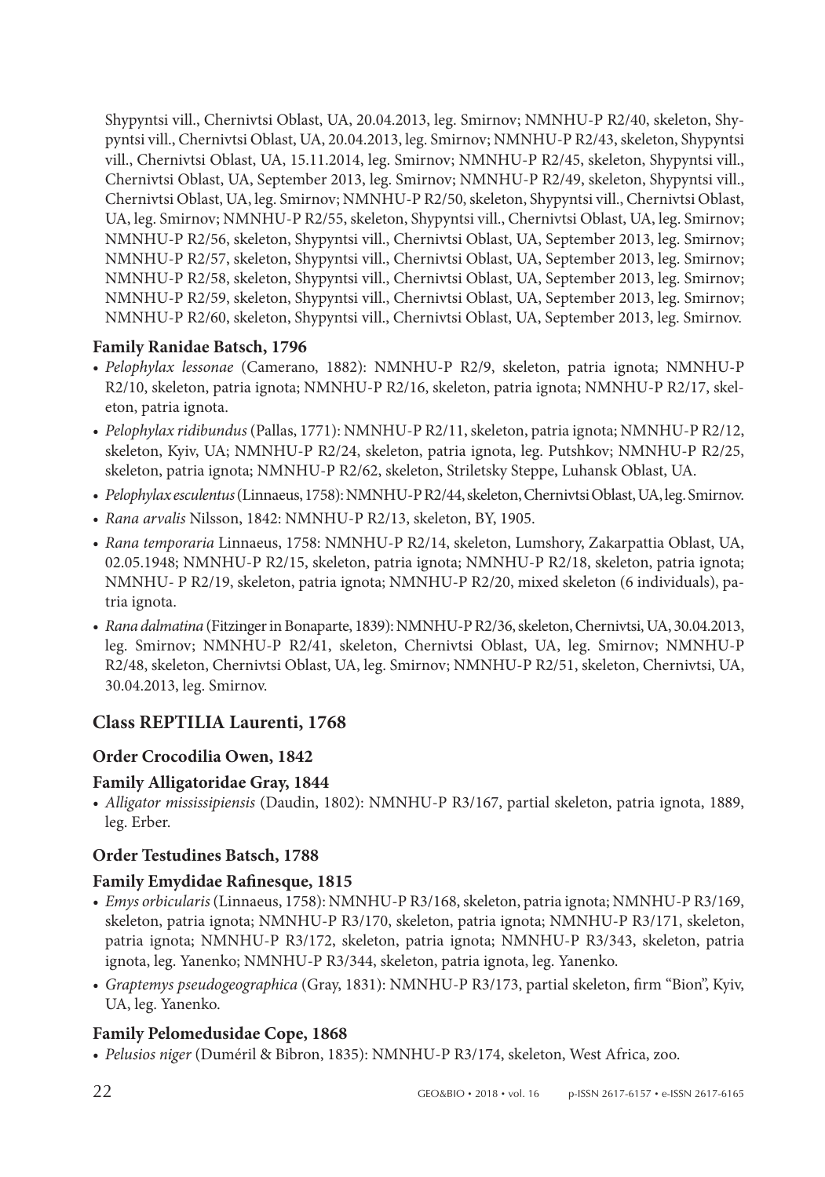Shypyntsi vill., Chernivtsi Oblast, UA, 20.04.2013, leg. Smirnov; NMNHU-P R2/40, skeleton, Shypyntsi vill., Chernivtsi Oblast, UA, 20.04.2013, leg. Smirnov; NMNHU-P R2/43, skeleton, Shypyntsi vill., Chernivtsi Oblast, UA, 15.11.2014, leg. Smirnov; NMNHU-P R2/45, skeleton, Shypyntsi vill., Chernivtsi Oblast, UA, September 2013, leg. Smirnov; NMNHU-P R2/49, skeleton, Shypyntsi vill., Chernivtsi Oblast, UA, leg. Smirnov; NMNHU-P R2/50, skeleton, Shypyntsi vill., Chernivtsi Oblast, UA, leg. Smirnov; NMNHU-P R2/55, skeleton, Shypyntsi vill., Chernivtsi Oblast, UA, leg. Smirnov; NMNHU-P R2/56, skeleton, Shypyntsi vill., Chernivtsi Oblast, UA, September 2013, leg. Smirnov; NMNHU-P R2/57, skeleton, Shypyntsi vill., Chernivtsi Oblast, UA, September 2013, leg. Smirnov; NMNHU-P R2/58, skeleton, Shypyntsi vill., Chernivtsi Oblast, UA, September 2013, leg. Smirnov; NMNHU-P R2/59, skeleton, Shypyntsi vill., Chernivtsi Oblast, UA, September 2013, leg. Smirnov; NMNHU-P R2/60, skeleton, Shypyntsi vill., Chernivtsi Oblast, UA, September 2013, leg. Smirnov.

#### Family Ranidae Batsch, 1796

- *Pelophylax lessonae* (Camerano, 1882): NMNHU-P R2/9, skeleton, patria ignota; NMNHU-P R2/10, skeleton, patria ignota; NMNHU-P R2/16, skeleton, patria ignota; NMNHU-P R2/17, skeleton, patria ignota.
- *Pelophylax ridibundus* (Pallas, 1771): NMNHU-P R2/11, skeleton, patria ignota; NMNHU-P R2/12, skeleton, Kyiv, UA; NMNHU-P R2/24, skeleton, patria ignota, leg. Putshkov; NMNHU-P R2/25, skeleton, patria ignota; NMNHU-P R2/62, skeleton, Striletsky Steppe, Luhansk Oblast, UA.
- *Pelophylax esculentus* (Linnaeus, 1758): NMNHU-P R2/44, skeleton, Chernivtsi Oblast, UA, leg. Smirnov.
- *Rana arvalis* Nilsson, 1842: NMNHU-P R2/13, skeleton, BY, 1905.
- *Rana temporaria* Linnaeus, 1758: NMNHU-P R2/14, skeleton, Lumshory, Zakarpattia Oblast, UA, 02.05.1948; NMNHU-P R2/15, skeleton, patria ignota; NMNHU-P R2/18, skeleton, patria ignota; NMNHU- P R2/19, skeleton, patria ignota; NMNHU-P R2/20, mixed skeleton (6 individuals), patria ignota.
- *Rana dalmatina* (Fitzinger in Bonaparte, 1839): NMNHU-P R2/36, skeleton, Chernivtsi, UA, 30.04.2013, leg. Smirnov; NMNHU-P R2/41, skeleton, Chernivtsi Oblast, UA, leg. Smirnov; NMNHU-P R2/48, skeleton, Chernivtsi Oblast, UA, leg. Smirnov; NMNHU-P R2/51, skeleton, Chernivtsi, UA, 30.04.2013, leg. Smirnov.

## Class REPTILIA Laurenti, 1768

### Order Crocodilia Owen, 1842

#### Family Alligatoridae Gray, 1844

- *Alligator mississipiensis* (Daudin, 1802): NMNHU-P R3/167, partial skeleton, patria ignota, 1889, leg. Erber.

### Order Testudines Batsch, 1788

#### Family Emydidae Rafinesque, 1815

- *Emys orbicularis* (Linnaeus, 1758): NMNHU-P R3/168, skeleton, patria ignota; NMNHU-P R3/169, skeleton, patria ignota; NMNHU-P R3/170, skeleton, patria ignota; NMNHU-P R3/171, skeleton, patria ignota; NMNHU-P R3/172, skeleton, patria ignota; NMNHU-P R3/343, skeleton, patria ignota, leg. Yanenko; NMNHU-P R3/344, skeleton, patria ignota, leg. Yanenko.
- *Graptemys pseudogeographica* (Gray, 1831): NMNHU-P R3/173, partial skeleton, firm "Bion", Kyiv, UA, leg. Yanenko.

#### Family Pelomedusidae Cope, 1868

- *Pelusios niger* (Duméril & Bibron, 1835): NMNHU-P R3/174, skeleton, West Africa, zoo.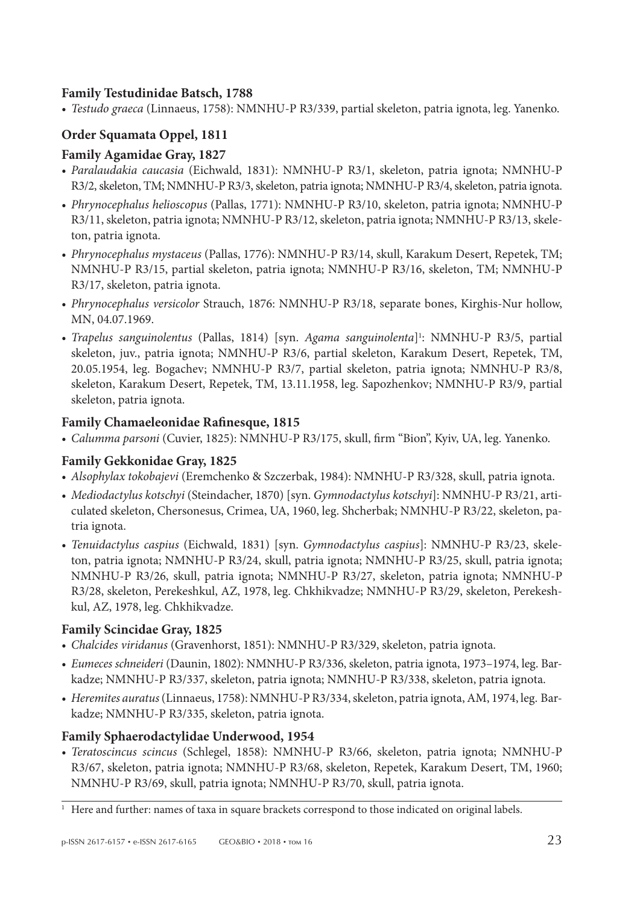### Family Testudinidae Batsch, 1788

- *Testudo graeca* (Linnaeus, 1758): NMNHU-P R3/339, partial skeleton, patria ignota, leg. Yanenko.

## Order Squamata Oppel, 1811

### Family Agamidae Gray, 1827

- *Paralaudakia caucasia* (Eichwald, 1831): NMNHU-P R3/1, skeleton, patria ignota; NMNHU-P R3/2, skeleton, TM; NMNHU-P R3/3, skeleton, patria ignota; NMNHU-P R3/4, skeleton, patria ignota.
- *Phrynocephalus helioscopus* (Pallas, 1771): NMNHU-P R3/10, skeleton, patria ignota; NMNHU-P R3/11, skeleton, patria ignota; NMNHU-P R3/12, skeleton, patria ignota; NMNHU-P R3/13, skeleton, patria ignota.
- *Phrynocephalus mystaceus* (Pallas, 1776): NMNHU-P R3/14, skull, Karakum Desert, Repetek, TM; NMNHU-P R3/15, partial skeleton, patria ignota; NMNHU-P R3/16, skeleton, TM; NMNHU-P R3/17, skeleton, patria ignota.
- *Phrynocephalus versicolor* Strauch, 1876: NMNHU-P R3/18, separate bones, Kirghis-Nur hollow, MN, 04.07.1969.
- *Trapelus sanguinolentus* (Pallas, 1814) [syn. *Agama sanguinolenta*][1]: NMNHU-P R3/5, partial skeleton, juv., patria ignota; NMNHU-P R3/6, partial skeleton, Karakum Desert, Repetek, TM, 20.05.1954, leg. Bogachev; NMNHU-P R3/7, partial skeleton, patria ignota; NMNHU-P R3/8, skeleton, Karakum Desert, Repetek, TM, 13.11.1958, leg. Sapozhenkov; NMNHU-P R3/9, partial skeleton, patria ignota.

### Family Chamaeleonidae Rafinesque, 1815

- *Calumma parsoni* (Cuvier, 1825): NMNHU-P R3/175, skull, firm "Bion", Kyiv, UA, leg. Yanenko.

### Family Gekkonidae Gray, 1825

- *Alsophylax tokobajevi* (Eremchenko & Szczerbak, 1984): NMNHU-P R3/328, skull, patria ignota.
- *Mediodactylus kotschyi* (Steindacher, 1870) [syn. *Gymnodactylus kotschyi*]: NMNHU-P R3/21, articulated skeleton, Chersonesus, Crimea, UA, 1960, leg. Shcherbak; NMNHU-P R3/22, skeleton, patria ignota.
- *Tenuidactylus caspius* (Eichwald, 1831) [syn. *Gymnodactylus caspius*]: NMNHU-P R3/23, skeleton, patria ignota; NMNHU-P R3/24, skull, patria ignota; NMNHU-P R3/25, skull, patria ignota; NMNHU-P R3/26, skull, patria ignota; NMNHU-P R3/27, skeleton, patria ignota; NMNHU-P R3/28, skeleton, Perekeshkul, AZ, 1978, leg. Chkhikvadze; NMNHU-P R3/29, skeleton, Perekeshkul, AZ, 1978, leg. Chkhikvadze.

### Family Scincidae Gray, 1825

- *Chalcides viridanus* (Gravenhorst, 1851): NMNHU-P R3/329, skeleton, patria ignota.
- *Eumeces schneideri* (Daunin, 1802): NMNHU-P R3/336, skeleton, patria ignota, 1973–1974, leg. Barkadze; NMNHU-P R3/337, skeleton, patria ignota; NMNHU-P R3/338, skeleton, patria ignota.
- *Heremites auratus* (Linnaeus, 1758): NMNHU-P R3/334, skeleton, patria ignota, AM, 1974, leg. Barkadze; NMNHU-P R3/335, skeleton, patria ignota.

### Family Sphaerodactylidae Underwood, 1954

- *Teratoscincus scincus* (Schlegel, 1858): NMNHU-P R3/66, skeleton, patria ignota; NMNHU-P R3/67, skeleton, patria ignota; NMNHU-P R3/68, skeleton, Repetek, Karakum Desert, TM, 1960; NMNHU-P R3/69, skull, patria ignota; NMNHU-P R3/70, skull, patria ignota.

---

[1] Here and further: names of taxa in square brackets correspond to those indicated on original labels.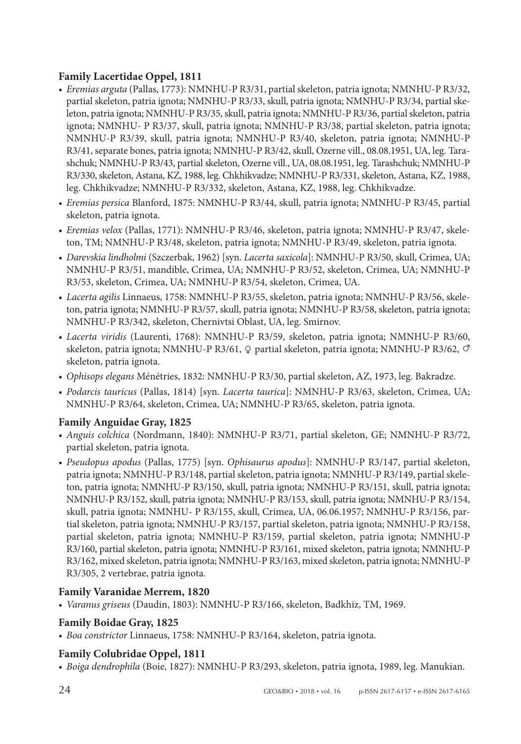### Family Lacertidae Oppel, 1811

- *Eremias arguta* (Pallas, 1773): NMNHU-P R3/31, partial skeleton, patria ignota; NMNHU-P R3/32, partial skeleton, patria ignota; NMNHU-P R3/33, skull, patria ignota; NMNHU-P R3/34, partial skeleton, patria ignota; NMNHU-P R3/35, skull, patria ignota; NMNHU-P R3/36, partial skeleton, patria ignota; NMNHU- P R3/37, skull, patria ignota; NMNHU-P R3/38, partial skeleton, patria ignota; NMNHU-P R3/39, skull, patria ignota; NMNHU-P R3/40, skeleton, patria ignota; NMNHU-P R3/41, separate bones, patria ignota; NMNHU-P R3/42, skull, Ozerne vill., 08.08.1951, UA, leg. Tarashchuk; NMNHU-P R3/43, partial skeleton, Ozerne vill., UA, 08.08.1951, leg. Tarashchuk; NMNHU-P R3/330, skeleton, Astana, KZ, 1988, leg. Chkhikvadze; NMNHU-P R3/331, skeleton, Astana, KZ, 1988, leg. Chkhikvadze; NMNHU-P R3/332, skeleton, Astana, KZ, 1988, leg. Chkhikvadze.
- *Eremias persica* Blanford, 1875: NMNHU-P R3/44, skull, patria ignota; NMNHU-P R3/45, partial skeleton, patria ignota.
- *Eremias velox* (Pallas, 1771): NMNHU-P R3/46, skeleton, patria ignota; NMNHU-P R3/47, skeleton, TM; NMNHU-P R3/48, skeleton, patria ignota; NMNHU-P R3/49, skeleton, patria ignota.
- *Darevskia lindholmi* (Szczerbak, 1962) [syn. *Lacerta saxicola*]: NMNHU-P R3/50, skull, Crimea, UA; NMNHU-P R3/51, mandible, Crimea, UA; NMNHU-P R3/52, skeleton, Crimea, UA; NMNHU-P R3/53, skeleton, Crimea, UA; NMNHU-P R3/54, skeleton, Crimea, UA.
- *Lacerta agilis* Linnaeus, 1758: NMNHU-P R3/55, skeleton, patria ignota; NMNHU-P R3/56, skeleton, patria ignota; NMNHU-P R3/57, skull, patria ignota; NMNHU-P R3/58, skeleton, patria ignota; NMNHU-P R3/342, skeleton, Chernivtsi Oblast, UA, leg. Smirnov.
- *Lacerta viridis* (Laurenti, 1768): NMNHU-P R3/59, skeleton, patria ignota; NMNHU-P R3/60, skeleton, patria ignota; NMNHU-P R3/61, ♀ partial skeleton, patria ignota; NMNHU-P R3/62, ♂ skeleton, patria ignota.
- *Ophisops elegans* Ménétries, 1832: NMNHU-P R3/30, partial skeleton, AZ, 1973, leg. Bakradze.
- *Podarcis tauricus* (Pallas, 1814) [syn. *Lacerta taurica*]: NMNHU-P R3/63, skeleton, Crimea, UA; NMNHU-P R3/64, skeleton, Crimea, UA; NMNHU-P R3/65, skeleton, patria ignota.

### Family Anguidae Gray, 1825

- *Anguis colchica* (Nordmann, 1840): NMNHU-P R3/71, partial skeleton, GE; NMNHU-P R3/72, partial skeleton, patria ignota.
- *Pseudopus apodus* (Pallas, 1775) [syn. *Ophisaurus apodus*]: NMNHU-P R3/147, partial skeleton, patria ignota; NMNHU-P R3/148, partial skeleton, patria ignota; NMNHU-P R3/149, partial skeleton, patria ignota; NMNHU-P R3/150, skull, patria ignota; NMNHU-P R3/151, skull, patria ignota; NMNHU-P R3/152, skull, patria ignota; NMNHU-P R3/153, skull, patria ignota; NMNHU-P R3/154, skull, patria ignota; NMNHU- P R3/155, skull, Crimea, UA, 06.06.1957; NMNHU-P R3/156, partial skeleton, patria ignota; NMNHU-P R3/157, partial skeleton, patria ignota; NMNHU-P R3/158, partial skeleton, patria ignota; NMNHU-P R3/159, partial skeleton, patria ignota; NMNHU-P R3/160, partial skeleton, patria ignota; NMNHU-P R3/161, mixed skeleton, patria ignota; NMNHU-P R3/162, mixed skeleton, patria ignota; NMNHU-P R3/163, mixed skeleton, patria ignota; NMNHU-P R3/305, 2 vertebrae, patria ignota.

### Family Varanidae Merrem, 1820

- *Varanus griseus* (Daudin, 1803): NMNHU-P R3/166, skeleton, Badkhiz, TM, 1969.

### Family Boidae Gray, 1825

- *Boa constrictor* Linnaeus, 1758: NMNHU-P R3/164, skeleton, patria ignota.

### Family Colubridae Oppel, 1811

- *Boiga dendrophila* (Boie, 1827): NMNHU-P R3/293, skeleton, patria ignota, 1989, leg. Manukian.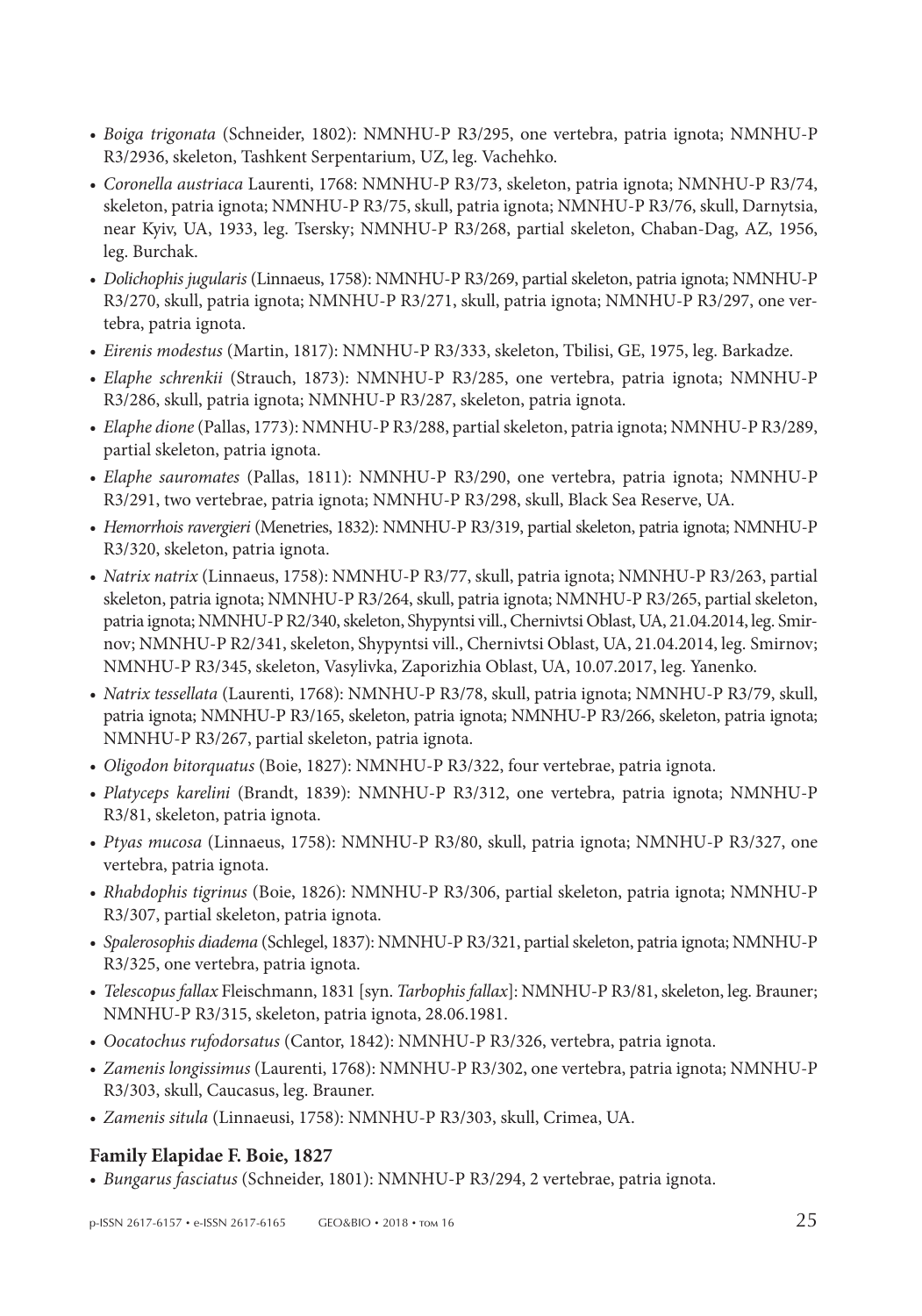- *Boiga trigonata* (Schneider, 1802): NMNHU-P R3/295, one vertebra, patria ignota; NMNHU-P R3/2936, skeleton, Tashkent Serpentarium, UZ, leg. Vachehko.
- *Coronella austriaca* Laurenti, 1768: NMNHU-P R3/73, skeleton, patria ignota; NMNHU-P R3/74, skeleton, patria ignota; NMNHU-P R3/75, skull, patria ignota; NMNHU-P R3/76, skull, Darnytsia, near Kyiv, UA, 1933, leg. Tsersky; NMNHU-P R3/268, partial skeleton, Chaban-Dag, AZ, 1956, leg. Burchak.
- *Dolichophis jugularis* (Linnaeus, 1758): NMNHU-P R3/269, partial skeleton, patria ignota; NMNHU-P R3/270, skull, patria ignota; NMNHU-P R3/271, skull, patria ignota; NMNHU-P R3/297, one vertebra, patria ignota.
- *Eirenis modestus* (Martin, 1817): NMNHU-P R3/333, skeleton, Tbilisi, GE, 1975, leg. Barkadze.
- *Elaphe schrenkii* (Strauch, 1873): NMNHU-P R3/285, one vertebra, patria ignota; NMNHU-P R3/286, skull, patria ignota; NMNHU-P R3/287, skeleton, patria ignota.
- *Elaphe dione* (Pallas, 1773): NMNHU-P R3/288, partial skeleton, patria ignota; NMNHU-P R3/289, partial skeleton, patria ignota.
- *Elaphe sauromates* (Pallas, 1811): NMNHU-P R3/290, one vertebra, patria ignota; NMNHU-P R3/291, two vertebrae, patria ignota; NMNHU-P R3/298, skull, Black Sea Reserve, UA.
- *Hemorrhois ravergieri* (Menetries, 1832): NMNHU-P R3/319, partial skeleton, patria ignota; NMNHU-P R3/320, skeleton, patria ignota.
- *Natrix natrix* (Linnaeus, 1758): NMNHU-P R3/77, skull, patria ignota; NMNHU-P R3/263, partial skeleton, patria ignota; NMNHU-P R3/264, skull, patria ignota; NMNHU-P R3/265, partial skeleton, patria ignota; NMNHU-P R2/340, skeleton, Shypyntsi vill., Chernivtsi Oblast, UA, 21.04.2014, leg. Smirnov; NMNHU-P R2/341, skeleton, Shypyntsi vill., Chernivtsi Oblast, UA, 21.04.2014, leg. Smirnov; NMNHU-P R3/345, skeleton, Vasylivka, Zaporizhia Oblast, UA, 10.07.2017, leg. Yanenko.
- *Natrix tessellata* (Laurenti, 1768): NMNHU-P R3/78, skull, patria ignota; NMNHU-P R3/79, skull, patria ignota; NMNHU-P R3/165, skeleton, patria ignota; NMNHU-P R3/266, skeleton, patria ignota; NMNHU-P R3/267, partial skeleton, patria ignota.
- *Oligodon bitorquatus* (Boie, 1827): NMNHU-P R3/322, four vertebrae, patria ignota.
- *Platyceps karelini* (Brandt, 1839): NMNHU-P R3/312, one vertebra, patria ignota; NMNHU-P R3/81, skeleton, patria ignota.
- *Ptyas mucosa* (Linnaeus, 1758): NMNHU-P R3/80, skull, patria ignota; NMNHU-P R3/327, one vertebra, patria ignota.
- *Rhabdophis tigrinus* (Boie, 1826): NMNHU-P R3/306, partial skeleton, patria ignota; NMNHU-P R3/307, partial skeleton, patria ignota.
- *Spalerosophis diadema* (Schlegel, 1837): NMNHU-P R3/321, partial skeleton, patria ignota; NMNHU-P R3/325, one vertebra, patria ignota.
- *Telescopus fallax* Fleischmann, 1831 [syn. *Tarbophis fallax*]: NMNHU-P R3/81, skeleton, leg. Brauner; NMNHU-P R3/315, skeleton, patria ignota, 28.06.1981.
- *Oocatochus rufodorsatus* (Cantor, 1842): NMNHU-P R3/326, vertebra, patria ignota.
- *Zamenis longissimus* (Laurenti, 1768): NMNHU-P R3/302, one vertebra, patria ignota; NMNHU-P R3/303, skull, Caucasus, leg. Brauner.
- *Zamenis situla* (Linnaeusi, 1758): NMNHU-P R3/303, skull, Crimea, UA.

### Family Elapidae F. Boie, 1827

- *Bungarus fasciatus* (Schneider, 1801): NMNHU-P R3/294, 2 vertebrae, patria ignota.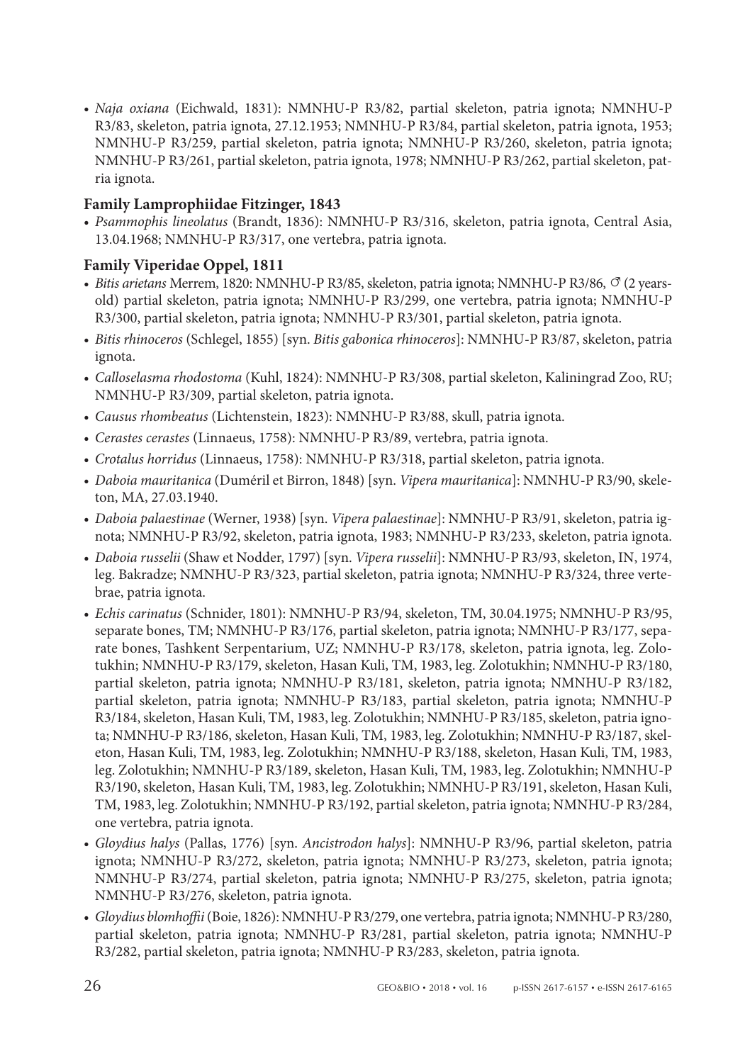- *Naja oxiana* (Eichwald, 1831): NMNHU-P R3/82, partial skeleton, patria ignota; NMNHU-P R3/83, skeleton, patria ignota, 27.12.1953; NMNHU-P R3/84, partial skeleton, patria ignota, 1953; NMNHU-P R3/259, partial skeleton, patria ignota; NMNHU-P R3/260, skeleton, patria ignota; NMNHU-P R3/261, partial skeleton, patria ignota, 1978; NMNHU-P R3/262, partial skeleton, patria ignota.

**Family Lamprophiidae Fitzinger, 1843**

- *Psammophis lineolatus* (Brandt, 1836): NMNHU-P R3/316, skeleton, patria ignota, Central Asia, 13.04.1968; NMNHU-P R3/317, one vertebra, patria ignota.

**Family Viperidae Oppel, 1811**

- *Bitis arietans* Merrem, 1820: NMNHU-P R3/85, skeleton, patria ignota; NMNHU-P R3/86, ♂ (2 years-old) partial skeleton, patria ignota; NMNHU-P R3/299, one vertebra, patria ignota; NMNHU-P R3/300, partial skeleton, patria ignota; NMNHU-P R3/301, partial skeleton, patria ignota.
- *Bitis rhinoceros* (Schlegel, 1855) [syn. *Bitis gabonica rhinoceros*]: NMNHU-P R3/87, skeleton, patria ignota.
- *Calloselasma rhodostoma* (Kuhl, 1824): NMNHU-P R3/308, partial skeleton, Kaliningrad Zoo, RU; NMNHU-P R3/309, partial skeleton, patria ignota.
- *Causus rhombeatus* (Lichtenstein, 1823): NMNHU-P R3/88, skull, patria ignota.
- *Cerastes cerastes* (Linnaeus, 1758): NMNHU-P R3/89, vertebra, patria ignota.
- *Crotalus horridus* (Linnaeus, 1758): NMNHU-P R3/318, partial skeleton, patria ignota.
- *Daboia mauritanica* (Duméril et Birron, 1848) [syn. *Vipera mauritanica*]: NMNHU-P R3/90, skeleton, MA, 27.03.1940.
- *Daboia palaestinae* (Werner, 1938) [syn. *Vipera palaestinae*]: NMNHU-P R3/91, skeleton, patria ignota; NMNHU-P R3/92, skeleton, patria ignota, 1983; NMNHU-P R3/233, skeleton, patria ignota.
- *Daboia russelii* (Shaw et Nodder, 1797) [syn. *Vipera russelii*]: NMNHU-P R3/93, skeleton, IN, 1974, leg. Bakradze; NMNHU-P R3/323, partial skeleton, patria ignota; NMNHU-P R3/324, three vertebrae, patria ignota.
- *Echis carinatus* (Schnider, 1801): NMNHU-P R3/94, skeleton, TM, 30.04.1975; NMNHU-P R3/95, separate bones, TM; NMNHU-P R3/176, partial skeleton, patria ignota; NMNHU-P R3/177, separate bones, Tashkent Serpentarium, UZ; NMNHU-P R3/178, skeleton, patria ignota, leg. Zolotukhin; NMNHU-P R3/179, skeleton, Hasan Kuli, TM, 1983, leg. Zolotukhin; NMNHU-P R3/180, partial skeleton, patria ignota; NMNHU-P R3/181, skeleton, patria ignota; NMNHU-P R3/182, partial skeleton, patria ignota; NMNHU-P R3/183, partial skeleton, patria ignota; NMNHU-P R3/184, skeleton, Hasan Kuli, TM, 1983, leg. Zolotukhin; NMNHU-P R3/185, skeleton, patria ignota; NMNHU-P R3/186, skeleton, Hasan Kuli, TM, 1983, leg. Zolotukhin; NMNHU-P R3/187, skeleton, Hasan Kuli, TM, 1983, leg. Zolotukhin; NMNHU-P R3/188, skeleton, Hasan Kuli, TM, 1983, leg. Zolotukhin; NMNHU-P R3/189, skeleton, Hasan Kuli, TM, 1983, leg. Zolotukhin; NMNHU-P R3/190, skeleton, Hasan Kuli, TM, 1983, leg. Zolotukhin; NMNHU-P R3/191, skeleton, Hasan Kuli, TM, 1983, leg. Zolotukhin; NMNHU-P R3/192, partial skeleton, patria ignota; NMNHU-P R3/284, one vertebra, patria ignota.
- *Gloydius halys* (Pallas, 1776) [syn. *Ancistrodon halys*]: NMNHU-P R3/96, partial skeleton, patria ignota; NMNHU-P R3/272, skeleton, patria ignota; NMNHU-P R3/273, skeleton, patria ignota; NMNHU-P R3/274, partial skeleton, patria ignota; NMNHU-P R3/275, skeleton, patria ignota; NMNHU-P R3/276, skeleton, patria ignota.
- *Gloydius blomhoffii* (Boie, 1826): NMNHU-P R3/279, one vertebra, patria ignota; NMNHU-P R3/280, partial skeleton, patria ignota; NMNHU-P R3/281, partial skeleton, patria ignota; NMNHU-P R3/282, partial skeleton, patria ignota; NMNHU-P R3/283, skeleton, patria ignota.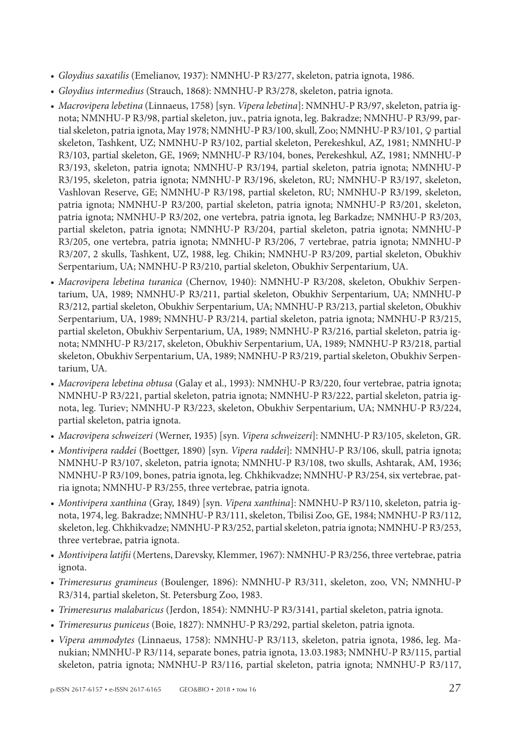- *Gloydius saxatilis* (Emelianov, 1937): NMNHU-P R3/277, skeleton, patria ignota, 1986.
- *Gloydius intermedius* (Strauch, 1868): NMNHU-P R3/278, skeleton, patria ignota.
- *Macrovipera lebetina* (Linnaeus, 1758) [syn. *Vipera lebetina*]: NMNHU-P R3/97, skeleton, patria ignota; NMNHU-P R3/98, partial skeleton, juv., patria ignota, leg. Bakradze; NMNHU-P R3/99, partial skeleton, patria ignota, May 1978; NMNHU-P R3/100, skull, Zoo; NMNHU-P R3/101, ♀ partial skeleton, Tashkent, UZ; NMNHU-P R3/102, partial skeleton, Perekeshkul, AZ, 1981; NMNHU-P R3/103, partial skeleton, GE, 1969; NMNHU-P R3/104, bones, Perekeshkul, AZ, 1981; NMNHU-P R3/193, skeleton, patria ignota; NMNHU-P R3/194, partial skeleton, patria ignota; NMNHU-P R3/195, skeleton, patria ignota; NMNHU-P R3/196, skeleton, RU; NMNHU-P R3/197, skeleton, Vashlovan Reserve, GE; NMNHU-P R3/198, partial skeleton, RU; NMNHU-P R3/199, skeleton, patria ignota; NMNHU-P R3/200, partial skeleton, patria ignota; NMNHU-P R3/201, skeleton, patria ignota; NMNHU-P R3/202, one vertebra, patria ignota, leg Barkadze; NMNHU-P R3/203, partial skeleton, patria ignota; NMNHU-P R3/204, partial skeleton, patria ignota; NMNHU-P R3/205, one vertebra, patria ignota; NMNHU-P R3/206, 7 vertebrae, patria ignota; NMNHU-P R3/207, 2 skulls, Tashkent, UZ, 1988, leg. Chikin; NMNHU-P R3/209, partial skeleton, Obukhiv Serpentarium, UA; NMNHU-P R3/210, partial skeleton, Obukhiv Serpentarium, UA.
- *Macrovipera lebetina turanica* (Chernov, 1940): NMNHU-P R3/208, skeleton, Obukhiv Serpentarium, UA, 1989; NMNHU-P R3/211, partial skeleton, Obukhiv Serpentarium, UA; NMNHU-P R3/212, partial skeleton, Obukhiv Serpentarium, UA; NMNHU-P R3/213, partial skeleton, Obukhiv Serpentarium, UA, 1989; NMNHU-P R3/214, partial skeleton, patria ignota; NMNHU-P R3/215, partial skeleton, Obukhiv Serpentarium, UA, 1989; NMNHU-P R3/216, partial skeleton, patria ignota; NMNHU-P R3/217, skeleton, Obukhiv Serpentarium, UA, 1989; NMNHU-P R3/218, partial skeleton, Obukhiv Serpentarium, UA, 1989; NMNHU-P R3/219, partial skeleton, Obukhiv Serpentarium, UA.
- *Macrovipera lebetina obtusa* (Galay et al., 1993): NMNHU-P R3/220, four vertebrae, patria ignota; NMNHU-P R3/221, partial skeleton, patria ignota; NMNHU-P R3/222, partial skeleton, patria ignota, leg. Turiev; NMNHU-P R3/223, skeleton, Obukhiv Serpentarium, UA; NMNHU-P R3/224, partial skeleton, patria ignota.
- *Macrovipera schweizeri* (Werner, 1935) [syn. *Vipera schweizeri*]: NMNHU-P R3/105, skeleton, GR.
- *Montivipera raddei* (Boettger, 1890) [syn. *Vipera raddei*]: NMNHU-P R3/106, skull, patria ignota; NMNHU-P R3/107, skeleton, patria ignota; NMNHU-P R3/108, two skulls, Ashtarak, AM, 1936; NMNHU-P R3/109, bones, patria ignota, leg. Chkhikvadze; NMNHU-P R3/254, six vertebrae, patria ignota; NMNHU-P R3/255, three vertebrae, patria ignota.
- *Montivipera xanthina* (Gray, 1849) [syn. *Vipera xanthina*]: NMNHU-P R3/110, skeleton, patria ignota, 1974, leg. Bakradze; NMNHU-P R3/111, skeleton, Tbilisi Zoo, GE, 1984; NMNHU-P R3/112, skeleton, leg. Chkhikvadze; NMNHU-P R3/252, partial skeleton, patria ignota; NMNHU-P R3/253, three vertebrae, patria ignota.
- *Montivipera latifii* (Mertens, Darevsky, Klemmer, 1967): NMNHU-P R3/256, three vertebrae, patria ignota.
- *Trimeresurus gramineus* (Boulenger, 1896): NMNHU-P R3/311, skeleton, zoo, VN; NMNHU-P R3/314, partial skeleton, St. Petersburg Zoo, 1983.
- *Trimeresurus malabaricus* (Jerdon, 1854): NMNHU-P R3/3141, partial skeleton, patria ignota.
- *Trimeresurus puniceus* (Boie, 1827): NMNHU-P R3/292, partial skeleton, patria ignota.
- *Vipera ammodytes* (Linnaeus, 1758): NMNHU-P R3/113, skeleton, patria ignota, 1986, leg. Manukian; NMNHU-P R3/114, separate bones, patria ignota, 13.03.1983; NMNHU-P R3/115, partial skeleton, patria ignota; NMNHU-P R3/116, partial skeleton, patria ignota; NMNHU-P R3/117,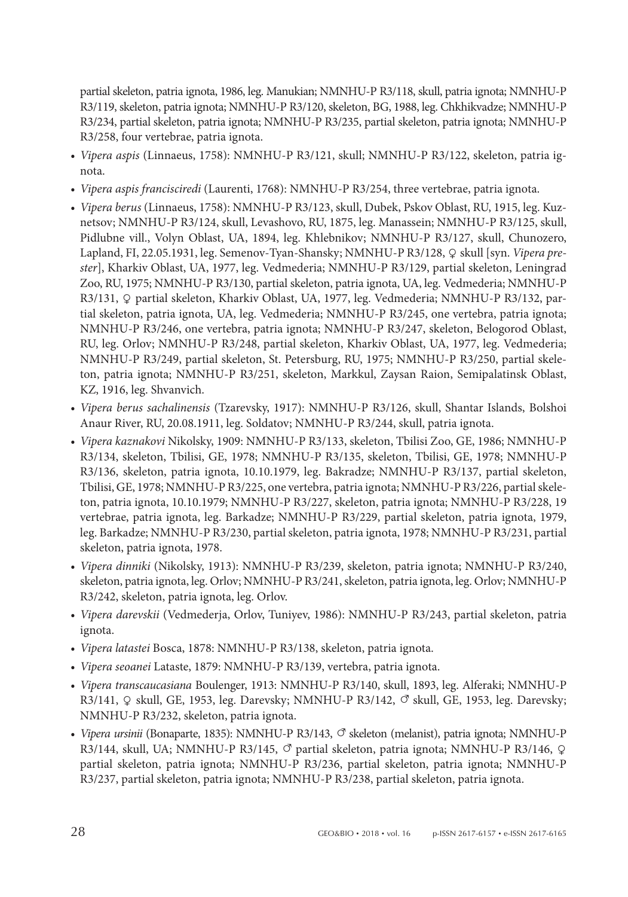partial skeleton, patria ignota, 1986, leg. Manukian; NMNHU-P R3/118, skull, patria ignota; NMNHU-P R3/119, skeleton, patria ignota; NMNHU-P R3/120, skeleton, BG, 1988, leg. Chkhikvadze; NMNHU-P R3/234, partial skeleton, patria ignota; NMNHU-P R3/235, partial skeleton, patria ignota; NMNHU-P R3/258, four vertebrae, patria ignota.

- *Vipera aspis* (Linnaeus, 1758): NMNHU-P R3/121, skull; NMNHU-P R3/122, skeleton, patria ignota.
- *Vipera aspis francisciredi* (Laurenti, 1768): NMNHU-P R3/254, three vertebrae, patria ignota.
- *Vipera berus* (Linnaeus, 1758): NMNHU-P R3/123, skull, Dubek, Pskov Oblast, RU, 1915, leg. Kuznetsov; NMNHU-P R3/124, skull, Levashovo, RU, 1875, leg. Manassein; NMNHU-P R3/125, skull, Pidlubne vill., Volyn Oblast, UA, 1894, leg. Khlebnikov; NMNHU-P R3/127, skull, Chunozero, Lapland, FI, 22.05.1931, leg. Semenov-Tyan-Shansky; NMNHU-P R3/128, ♀ skull [syn. *Vipera prester*], Kharkiv Oblast, UA, 1977, leg. Vedmederia; NMNHU-P R3/129, partial skeleton, Leningrad Zoo, RU, 1975; NMNHU-P R3/130, partial skeleton, patria ignota, UA, leg. Vedmederia; NMNHU-P R3/131, ♀ partial skeleton, Kharkiv Oblast, UA, 1977, leg. Vedmederia; NMNHU-P R3/132, partial skeleton, patria ignota, UA, leg. Vedmederia; NMNHU-P R3/245, one vertebra, patria ignota; NMNHU-P R3/246, one vertebra, patria ignota; NMNHU-P R3/247, skeleton, Belogorod Oblast, RU, leg. Orlov; NMNHU-P R3/248, partial skeleton, Kharkiv Oblast, UA, 1977, leg. Vedmederia; NMNHU-P R3/249, partial skeleton, St. Petersburg, RU, 1975; NMNHU-P R3/250, partial skeleton, patria ignota; NMNHU-P R3/251, skeleton, Markkul, Zaysan Raion, Semipalatinsk Oblast, KZ, 1916, leg. Shvanvich.
- *Vipera berus sachalinensis* (Tzarevsky, 1917): NMNHU-P R3/126, skull, Shantar Islands, Bolshoi Anaur River, RU, 20.08.1911, leg. Soldatov; NMNHU-P R3/244, skull, patria ignota.
- *Vipera kaznakovi* Nikolsky, 1909: NMNHU-P R3/133, skeleton, Tbilisi Zoo, GE, 1986; NMNHU-P R3/134, skeleton, Tbilisi, GE, 1978; NMNHU-P R3/135, skeleton, Tbilisi, GE, 1978; NMNHU-P R3/136, skeleton, patria ignota, 10.10.1979, leg. Bakradze; NMNHU-P R3/137, partial skeleton, Tbilisi, GE, 1978; NMNHU-P R3/225, one vertebra, patria ignota; NMNHU-P R3/226, partial skeleton, patria ignota, 10.10.1979; NMNHU-P R3/227, skeleton, patria ignota; NMNHU-P R3/228, 19 vertebrae, patria ignota, leg. Barkadze; NMNHU-P R3/229, partial skeleton, patria ignota, 1979, leg. Barkadze; NMNHU-P R3/230, partial skeleton, patria ignota, 1978; NMNHU-P R3/231, partial skeleton, patria ignota, 1978.
- *Vipera dinniki* (Nikolsky, 1913): NMNHU-P R3/239, skeleton, patria ignota; NMNHU-P R3/240, skeleton, patria ignota, leg. Orlov; NMNHU-P R3/241, skeleton, patria ignota, leg. Orlov; NMNHU-P R3/242, skeleton, patria ignota, leg. Orlov.
- *Vipera darevskii* (Vedmederja, Orlov, Tuniyev, 1986): NMNHU-P R3/243, partial skeleton, patria ignota.
- *Vipera latastei* Bosca, 1878: NMNHU-P R3/138, skeleton, patria ignota.
- *Vipera seoanei* Lataste, 1879: NMNHU-P R3/139, vertebra, patria ignota.
- *Vipera transcaucasiana* Boulenger, 1913: NMNHU-P R3/140, skull, 1893, leg. Alferaki; NMNHU-P R3/141, ♀ skull, GE, 1953, leg. Darevsky; NMNHU-P R3/142, ♂ skull, GE, 1953, leg. Darevsky; NMNHU-P R3/232, skeleton, patria ignota.
- *Vipera ursinii* (Bonaparte, 1835): NMNHU-P R3/143, ♂ skeleton (melanist), patria ignota; NMNHU-P R3/144, skull, UA; NMNHU-P R3/145, ♂ partial skeleton, patria ignota; NMNHU-P R3/146, ♀ partial skeleton, patria ignota; NMNHU-P R3/236, partial skeleton, patria ignota; NMNHU-P R3/237, partial skeleton, patria ignota; NMNHU-P R3/238, partial skeleton, patria ignota.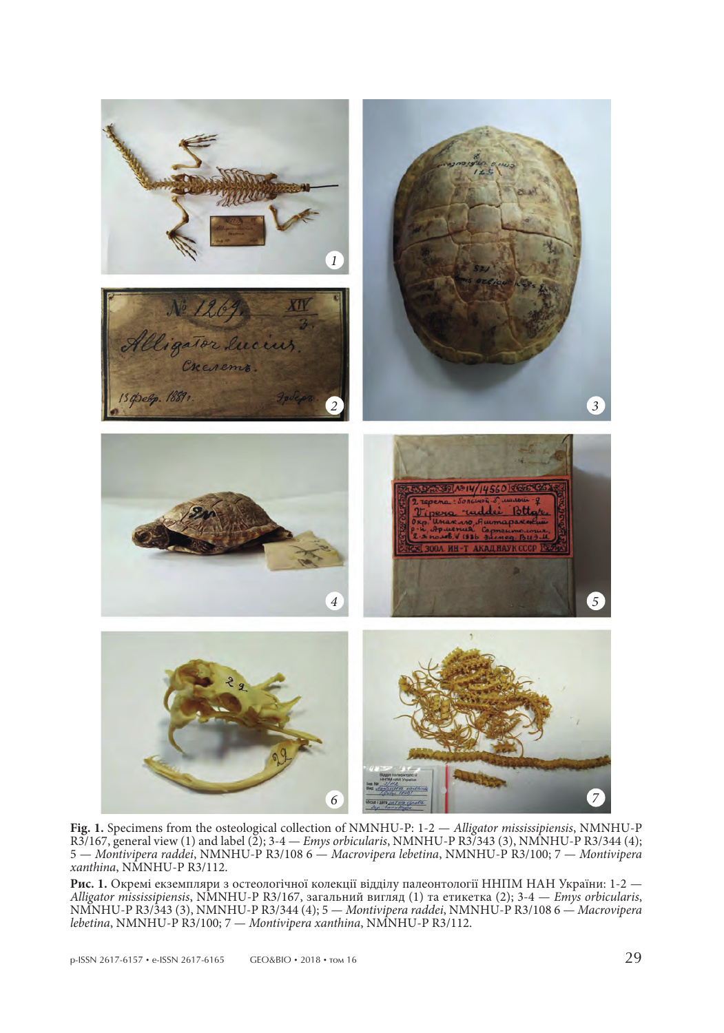**Fig. 1.** Specimens from the osteological collection of NMNHU-P: 1-2 — *Alligator mississipiensis*, NMNHU-P R3/167, general view (1) and label (2); 3-4 — *Emys orbicularis*, NMNHU-P R3/343 (3), NMNHU-P R3/344 (4); 5 — *Montivipera raddei*, NMNHU-P R3/108 6 — *Macrovipera lebetina*, NMNHU-P R3/100; 7 — *Montivipera xanthina*, NMNHU-P R3/112.

**Рис. 1.** Окремі екземпляри з остеологічної колекції відділу палеонтології ННПМ НАН України: 1-2 — *Alligator mississipiensis*, NMNHU-P R3/167, загальний вигляд (1) та етикетка (2); 3-4 — *Emys orbicularis*, NMNHU-P R3/343 (3), NMNHU-P R3/344 (4); 5 — *Montivipera raddei*, NMNHU-P R3/108 6 — *Macrovipera lebetina*, NMNHU-P R3/100; 7 — *Montivipera xanthina*, NMNHU-P R3/112.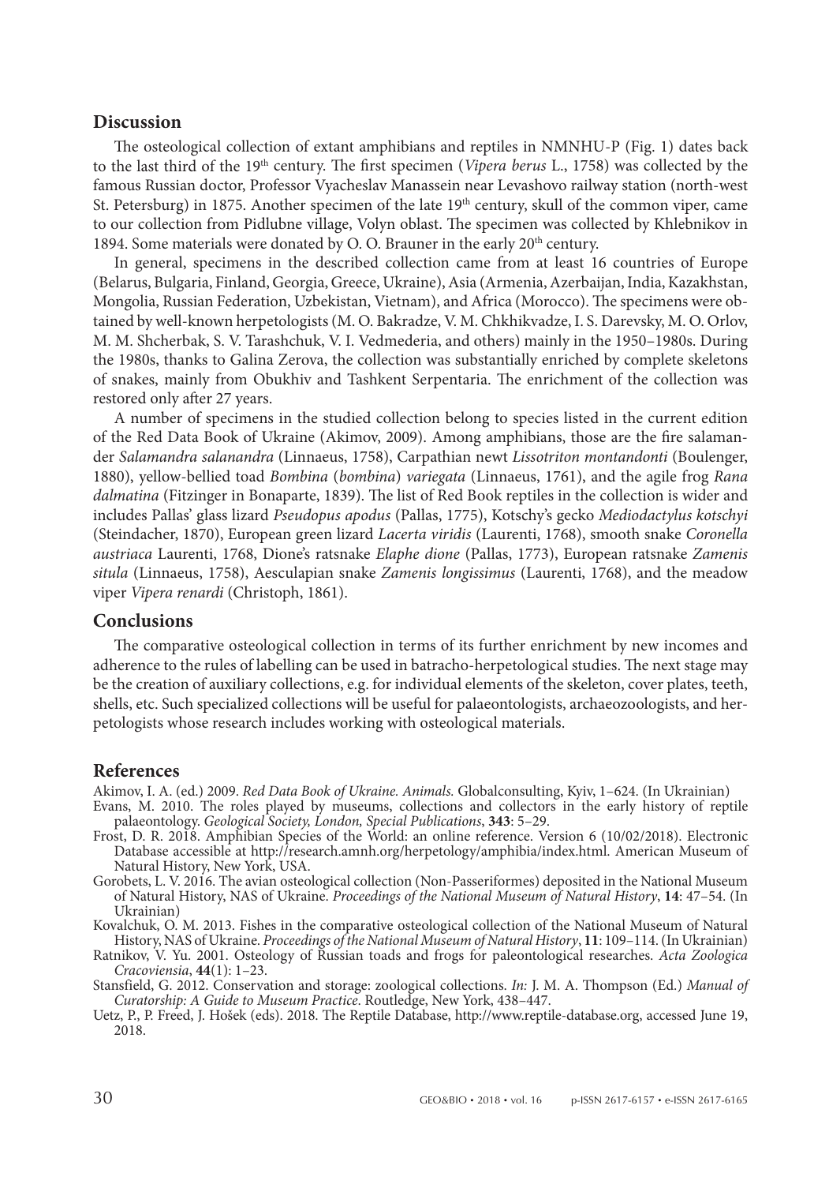## Discussion

The osteological collection of extant amphibians and reptiles in NMNHU-P (Fig. 1) dates back to the last third of the 19th century. The first specimen (*Vipera berus* L., 1758) was collected by the famous Russian doctor, Professor Vyacheslav Manassein near Levashovo railway station (north-west St. Petersburg) in 1875. Another specimen of the late 19th century, skull of the common viper, came to our collection from Pidlubne village, Volyn oblast. The specimen was collected by Khlebnikov in 1894. Some materials were donated by O. O. Brauner in the early 20th century.

In general, specimens in the described collection came from at least 16 countries of Europe (Belarus, Bulgaria, Finland, Georgia, Greece, Ukraine), Asia (Armenia, Azerbaijan, India, Kazakhstan, Mongolia, Russian Federation, Uzbekistan, Vietnam), and Africa (Morocco). The specimens were obtained by well-known herpetologists (M. O. Bakradze, V. M. Chkhikvadze, I. S. Darevsky, M. O. Orlov, M. M. Shcherbak, S. V. Tarashchuk, V. I. Vedmederia, and others) mainly in the 1950–1980s. During the 1980s, thanks to Galina Zerova, the collection was substantially enriched by complete skeletons of snakes, mainly from Obukhiv and Tashkent Serpentaria. The enrichment of the collection was restored only after 27 years.

A number of specimens in the studied collection belong to species listed in the current edition of the Red Data Book of Ukraine (Akimov, 2009). Among amphibians, those are the fire salamander *Salamandra salanandra* (Linnaeus, 1758), Carpathian newt *Lissotriton montandonti* (Boulenger, 1880), yellow-bellied toad *Bombina* (*bombina*) *variegata* (Linnaeus, 1761), and the agile frog *Rana dalmatina* (Fitzinger in Bonaparte, 1839). The list of Red Book reptiles in the collection is wider and includes Pallas' glass lizard *Pseudopus apodus* (Pallas, 1775), Kotschy's gecko *Mediodactylus kotschyi* (Steindacher, 1870), European green lizard *Lacerta viridis* (Laurenti, 1768), smooth snake *Coronella austriaca* Laurenti, 1768, Dione's ratsnake *Elaphe dione* (Pallas, 1773), European ratsnake *Zamenis situla* (Linnaeus, 1758), Aesculapian snake *Zamenis longissimus* (Laurenti, 1768), and the meadow viper *Vipera renardi* (Christoph, 1861).

## Conclusions

The comparative osteological collection in terms of its further enrichment by new incomes and adherence to the rules of labelling can be used in batracho-herpetological studies. The next stage may be the creation of auxiliary collections, e.g. for individual elements of the skeleton, cover plates, teeth, shells, etc. Such specialized collections will be useful for palaeontologists, archaeozoologists, and herpetologists whose research includes working with osteological materials.

## References

Akimov, I. A. (ed.) 2009. *Red Data Book of Ukraine. Animals.* Globalconsulting, Kyiv, 1–624. (In Ukrainian)

Evans, M. 2010. The roles played by museums, collections and collectors in the early history of reptile palaeontology. *Geological Society, London, Special Publications*, **343**: 5–29.

Frost, D. R. 2018. Amphibian Species of the World: an online reference. Version 6 (10/02/2018). Electronic Database accessible at http://research.amnh.org/herpetology/amphibia/index.html. American Museum of Natural History, New York, USA.

Gorobets, L. V. 2016. The avian osteological collection (Non-Passeriformes) deposited in the National Museum of Natural History, NAS of Ukraine. *Proceedings of the National Museum of Natural History*, **14**: 47–54. (In Ukrainian)

Kovalchuk, O. M. 2013. Fishes in the comparative osteological collection of the National Museum of Natural History, NAS of Ukraine. *Proceedings of the National Museum of Natural History*, **11**: 109–114. (In Ukrainian)

Ratnikov, V. Yu. 2001. Osteology of Russian toads and frogs for paleontological researches. *Acta Zoologica Cracoviensia*, **44**(1): 1–23.

Stansfield, G. 2012. Conservation and storage: zoological collections. *In:* J. M. A. Thompson (Ed.) *Manual of Curatorship: A Guide to Museum Practice*. Routledge, New York, 438–447.

Uetz, P., P. Freed, J. Hošek (eds). 2018. The Reptile Database, http://www.reptile-database.org, accessed June 19, 2018.